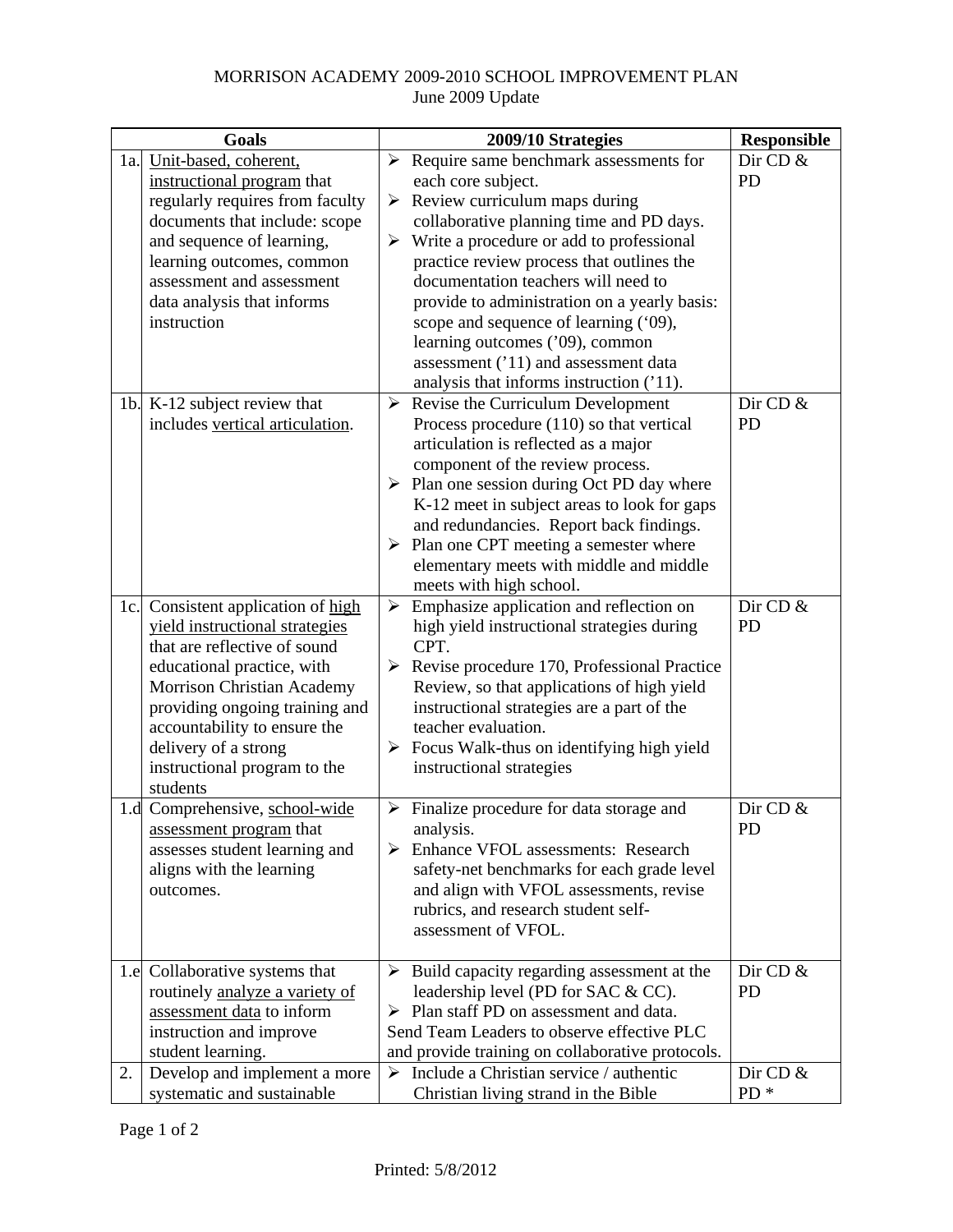# MORRISON ACADEMY 2009-2010 SCHOOL IMPROVEMENT PLAN

June 2009 Update

| | Goals | 2009/10 Strategies | Responsible |
|---|---|---|---|
| 1a. | Unit-based, coherent, instructional program that regularly requires from faculty documents that include: scope and sequence of learning, learning outcomes, common assessment and assessment data analysis that informs instruction | ➢ Require same benchmark assessments for each core subject.<br>➢ Review curriculum maps during collaborative planning time and PD days.<br>➢ Write a procedure or add to professional practice review process that outlines the documentation teachers will need to provide to administration on a yearly basis: scope and sequence of learning ('09), learning outcomes ('09), common assessment ('11) and assessment data analysis that informs instruction ('11). | Dir CD & PD |
| 1b. | K-12 subject review that includes vertical articulation. | ➢ Revise the Curriculum Development Process procedure (110) so that vertical articulation is reflected as a major component of the review process.<br>➢ Plan one session during Oct PD day where K-12 meet in subject areas to look for gaps and redundancies. Report back findings.<br>➢ Plan one CPT meeting a semester where elementary meets with middle and middle meets with high school. | Dir CD & PD |
| 1c. | Consistent application of high yield instructional strategies that are reflective of sound educational practice, with Morrison Christian Academy providing ongoing training and accountability to ensure the delivery of a strong instructional program to the students | ➢ Emphasize application and reflection on high yield instructional strategies during CPT.<br>➢ Revise procedure 170, Professional Practice Review, so that applications of high yield instructional strategies are a part of the teacher evaluation.<br>➢ Focus Walk-thus on identifying high yield instructional strategies | Dir CD & PD |
| 1.d | Comprehensive, school-wide assessment program that assesses student learning and aligns with the learning outcomes. | ➢ Finalize procedure for data storage and analysis.<br>➢ Enhance VFOL assessments: Research safety-net benchmarks for each grade level and align with VFOL assessments, revise rubrics, and research student self-assessment of VFOL. | Dir CD & PD |
| 1.e | Collaborative systems that routinely analyze a variety of assessment data to inform instruction and improve student learning. | ➢ Build capacity regarding assessment at the leadership level (PD for SAC & CC).<br>➢ Plan staff PD on assessment and data.<br>Send Team Leaders to observe effective PLC and provide training on collaborative protocols. | Dir CD & PD |
| 2. | Develop and implement a more systematic and sustainable | ➢ Include a Christian service / authentic Christian living strand in the Bible | Dir CD & PD * |

Printed: 5/8/2012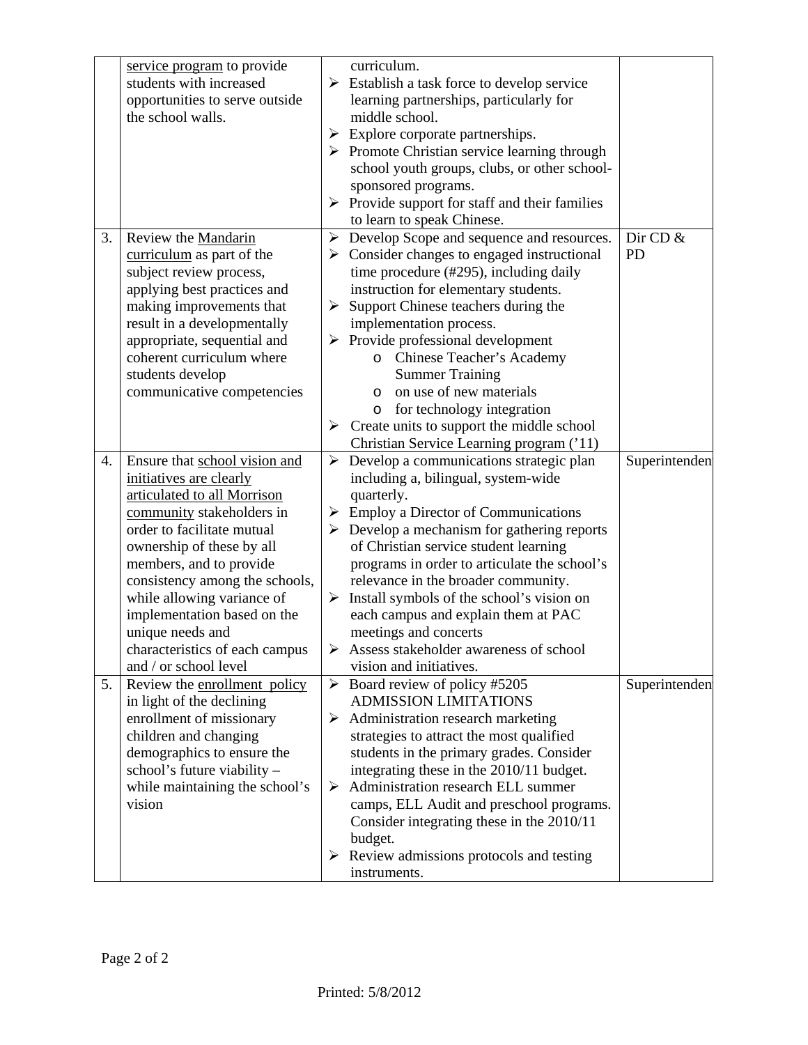| | | | |
|---|---|---|---|
| | service program to provide students with increased opportunities to serve outside the school walls. | curriculum.<br>➢ Establish a task force to develop service learning partnerships, particularly for middle school.<br>➢ Explore corporate partnerships.<br>➢ Promote Christian service learning through school youth groups, clubs, or other school-sponsored programs.<br>➢ Provide support for staff and their families to learn to speak Chinese. | |
| 3. | Review the Mandarin curriculum as part of the subject review process, applying best practices and making improvements that result in a developmentally appropriate, sequential and coherent curriculum where students develop communicative competencies | ➢ Develop Scope and sequence and resources.<br>➢ Consider changes to engaged instructional time procedure (#295), including daily instruction for elementary students.<br>➢ Support Chinese teachers during the implementation process.<br>➢ Provide professional development<br>o Chinese Teacher's Academy Summer Training<br>o on use of new materials<br>o for technology integration<br>➢ Create units to support the middle school Christian Service Learning program ('11) | Dir CD & PD |
| 4. | Ensure that school vision and initiatives are clearly articulated to all Morrison community stakeholders in order to facilitate mutual ownership of these by all members, and to provide consistency among the schools, while allowing variance of implementation based on the unique needs and characteristics of each campus and / or school level | ➢ Develop a communications strategic plan including a, bilingual, system-wide quarterly.<br>➢ Employ a Director of Communications<br>➢ Develop a mechanism for gathering reports of Christian service student learning programs in order to articulate the school's relevance in the broader community.<br>➢ Install symbols of the school's vision on each campus and explain them at PAC meetings and concerts<br>➢ Assess stakeholder awareness of school vision and initiatives. | Superintenden |
| 5. | Review the enrollment policy in light of the declining enrollment of missionary children and changing demographics to ensure the school's future viability – while maintaining the school's vision | ➢ Board review of policy #5205 ADMISSION LIMITATIONS<br>➢ Administration research marketing strategies to attract the most qualified students in the primary grades. Consider integrating these in the 2010/11 budget.<br>➢ Administration research ELL summer camps, ELL Audit and preschool programs. Consider integrating these in the 2010/11 budget.<br>➢ Review admissions protocols and testing instruments. | Superintenden |

Printed: 5/8/2012